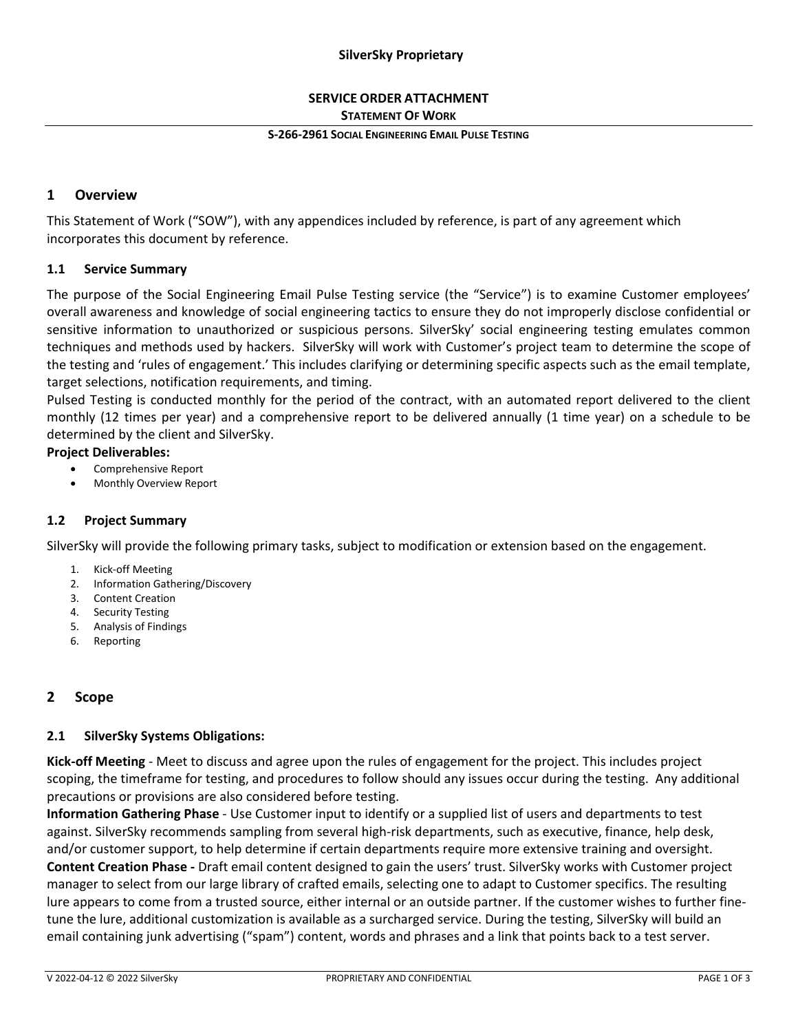**SilverSky Proprietary**

**SERVICE ORDER ATTACHMENT**

**STATEMENT OF WORK**

**S-266-2961 SOCIAL ENGINEERING EMAIL PULSE TESTING**

# 1 Overview

This Statement of Work ("SOW"), with any appendices included by reference, is part of any agreement which incorporates this document by reference.

## 1.1 Service Summary

The purpose of the Social Engineering Email Pulse Testing service (the "Service") is to examine Customer employees' overall awareness and knowledge of social engineering tactics to ensure they do not improperly disclose confidential or sensitive information to unauthorized or suspicious persons. SilverSky' social engineering testing emulates common techniques and methods used by hackers. SilverSky will work with Customer's project team to determine the scope of the testing and 'rules of engagement.' This includes clarifying or determining specific aspects such as the email template, target selections, notification requirements, and timing.

Pulsed Testing is conducted monthly for the period of the contract, with an automated report delivered to the client monthly (12 times per year) and a comprehensive report to be delivered annually (1 time year) on a schedule to be determined by the client and SilverSky.

**Project Deliverables:**

- Comprehensive Report
- Monthly Overview Report

## 1.2 Project Summary

SilverSky will provide the following primary tasks, subject to modification or extension based on the engagement.

1. Kick-off Meeting
2. Information Gathering/Discovery
3. Content Creation
4. Security Testing
5. Analysis of Findings
6. Reporting

# 2 Scope

## 2.1 SilverSky Systems Obligations:

**Kick-off Meeting** - Meet to discuss and agree upon the rules of engagement for the project. This includes project scoping, the timeframe for testing, and procedures to follow should any issues occur during the testing. Any additional precautions or provisions are also considered before testing.

**Information Gathering Phase** - Use Customer input to identify or a supplied list of users and departments to test against. SilverSky recommends sampling from several high-risk departments, such as executive, finance, help desk, and/or customer support, to help determine if certain departments require more extensive training and oversight.

**Content Creation Phase -** Draft email content designed to gain the users' trust. SilverSky works with Customer project manager to select from our large library of crafted emails, selecting one to adapt to Customer specifics. The resulting lure appears to come from a trusted source, either internal or an outside partner. If the customer wishes to further fine-tune the lure, additional customization is available as a surcharged service. During the testing, SilverSky will build an email containing junk advertising ("spam") content, words and phrases and a link that points back to a test server.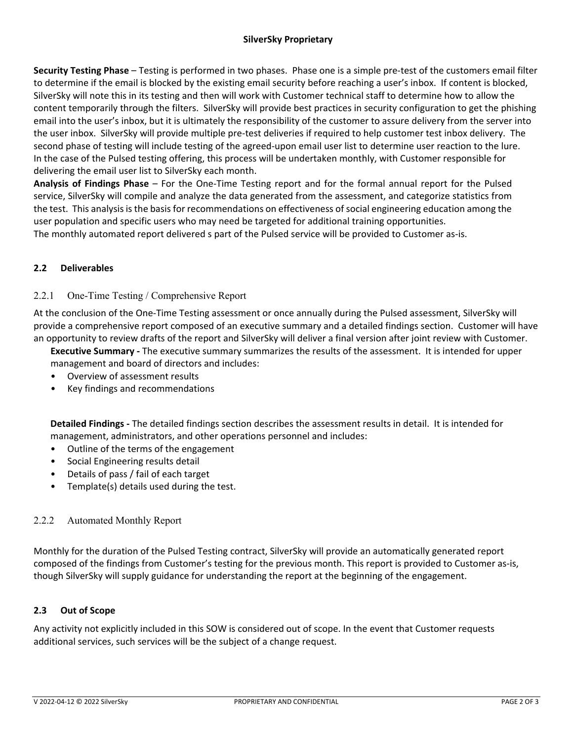**Security Testing Phase** – Testing is performed in two phases. Phase one is a simple pre-test of the customers email filter to determine if the email is blocked by the existing email security before reaching a user's inbox. If content is blocked, SilverSky will note this in its testing and then will work with Customer technical staff to determine how to allow the content temporarily through the filters. SilverSky will provide best practices in security configuration to get the phishing email into the user's inbox, but it is ultimately the responsibility of the customer to assure delivery from the server into the user inbox. SilverSky will provide multiple pre-test deliveries if required to help customer test inbox delivery. The second phase of testing will include testing of the agreed-upon email user list to determine user reaction to the lure. In the case of the Pulsed testing offering, this process will be undertaken monthly, with Customer responsible for delivering the email user list to SilverSky each month.

**Analysis of Findings Phase** – For the One-Time Testing report and for the formal annual report for the Pulsed service, SilverSky will compile and analyze the data generated from the assessment, and categorize statistics from the test. This analysis is the basis for recommendations on effectiveness of social engineering education among the user population and specific users who may need be targeted for additional training opportunities.

The monthly automated report delivered s part of the Pulsed service will be provided to Customer as-is.

## 2.2 Deliverables

### 2.2.1 One-Time Testing / Comprehensive Report

At the conclusion of the One-Time Testing assessment or once annually during the Pulsed assessment, SilverSky will provide a comprehensive report composed of an executive summary and a detailed findings section. Customer will have an opportunity to review drafts of the report and SilverSky will deliver a final version after joint review with Customer.

**Executive Summary -** The executive summary summarizes the results of the assessment. It is intended for upper management and board of directors and includes:

- Overview of assessment results
- Key findings and recommendations

**Detailed Findings -** The detailed findings section describes the assessment results in detail. It is intended for management, administrators, and other operations personnel and includes:

- Outline of the terms of the engagement
- Social Engineering results detail
- Details of pass / fail of each target
- Template(s) details used during the test.

### 2.2.2 Automated Monthly Report

Monthly for the duration of the Pulsed Testing contract, SilverSky will provide an automatically generated report composed of the findings from Customer's testing for the previous month. This report is provided to Customer as-is, though SilverSky will supply guidance for understanding the report at the beginning of the engagement.

## 2.3 Out of Scope

Any activity not explicitly included in this SOW is considered out of scope. In the event that Customer requests additional services, such services will be the subject of a change request.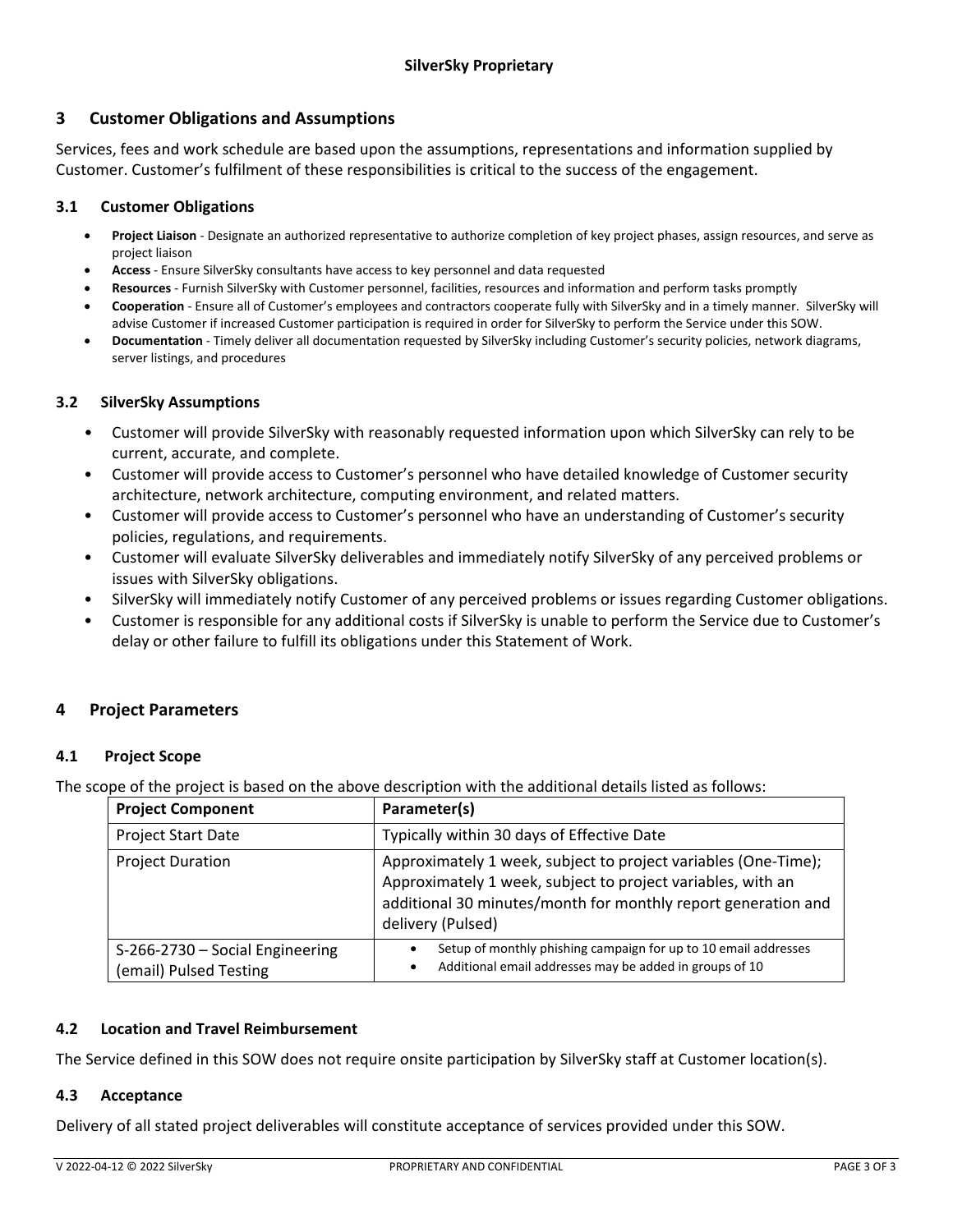## 3 Customer Obligations and Assumptions

Services, fees and work schedule are based upon the assumptions, representations and information supplied by Customer. Customer's fulfilment of these responsibilities is critical to the success of the engagement.

### 3.1 Customer Obligations

- **Project Liaison** - Designate an authorized representative to authorize completion of key project phases, assign resources, and serve as project liaison
- **Access** - Ensure SilverSky consultants have access to key personnel and data requested
- **Resources** - Furnish SilverSky with Customer personnel, facilities, resources and information and perform tasks promptly
- **Cooperation** - Ensure all of Customer's employees and contractors cooperate fully with SilverSky and in a timely manner. SilverSky will advise Customer if increased Customer participation is required in order for SilverSky to perform the Service under this SOW.
- **Documentation** - Timely deliver all documentation requested by SilverSky including Customer's security policies, network diagrams, server listings, and procedures

### 3.2 SilverSky Assumptions

- Customer will provide SilverSky with reasonably requested information upon which SilverSky can rely to be current, accurate, and complete.
- Customer will provide access to Customer's personnel who have detailed knowledge of Customer security architecture, network architecture, computing environment, and related matters.
- Customer will provide access to Customer's personnel who have an understanding of Customer's security policies, regulations, and requirements.
- Customer will evaluate SilverSky deliverables and immediately notify SilverSky of any perceived problems or issues with SilverSky obligations.
- SilverSky will immediately notify Customer of any perceived problems or issues regarding Customer obligations.
- Customer is responsible for any additional costs if SilverSky is unable to perform the Service due to Customer's delay or other failure to fulfill its obligations under this Statement of Work.

## 4 Project Parameters

### 4.1 Project Scope

The scope of the project is based on the above description with the additional details listed as follows:

| Project Component | Parameter(s) |
|---|---|
| Project Start Date | Typically within 30 days of Effective Date |
| Project Duration | Approximately 1 week, subject to project variables (One-Time); Approximately 1 week, subject to project variables, with an additional 30 minutes/month for monthly report generation and delivery (Pulsed) |
| S-266-2730 – Social Engineering (email) Pulsed Testing | • Setup of monthly phishing campaign for up to 10 email addresses<br>• Additional email addresses may be added in groups of 10 |

### 4.2 Location and Travel Reimbursement

The Service defined in this SOW does not require onsite participation by SilverSky staff at Customer location(s).

### 4.3 Acceptance

Delivery of all stated project deliverables will constitute acceptance of services provided under this SOW.